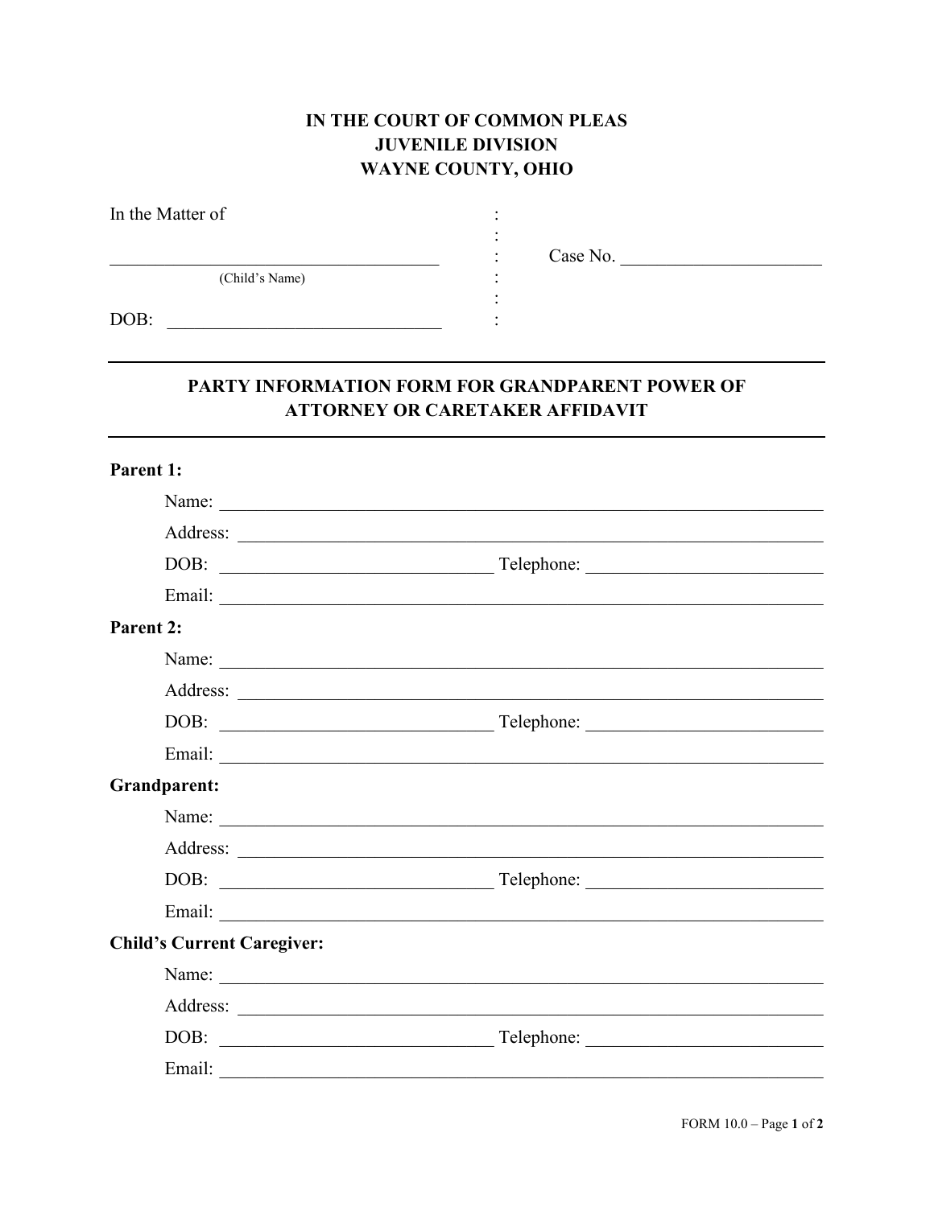**IN THE COURT OF COMMON PLEAS**
**JUVENILE DIVISION**
**WAYNE COUNTY, OHIO**

In the Matter of :
:
_________________________________ : Case No. ____________________
(Child's Name) :
:
DOB: ___________________________ :

---

## PARTY INFORMATION FORM FOR GRANDPARENT POWER OF ATTORNEY OR CARETAKER AFFIDAVIT

---

**Parent 1:**

Name: ____________________________________________________________

Address: __________________________________________________________

DOB: ___________________________ Telephone: _______________________

Email: ____________________________________________________________

**Parent 2:**

Name: ____________________________________________________________

Address: __________________________________________________________

DOB: ___________________________ Telephone: _______________________

Email: ____________________________________________________________

**Grandparent:**

Name: ____________________________________________________________

Address: __________________________________________________________

DOB: ___________________________ Telephone: _______________________

Email: ____________________________________________________________

**Child's Current Caregiver:**

Name: ____________________________________________________________

Address: __________________________________________________________

DOB: ___________________________ Telephone: _______________________

Email: ____________________________________________________________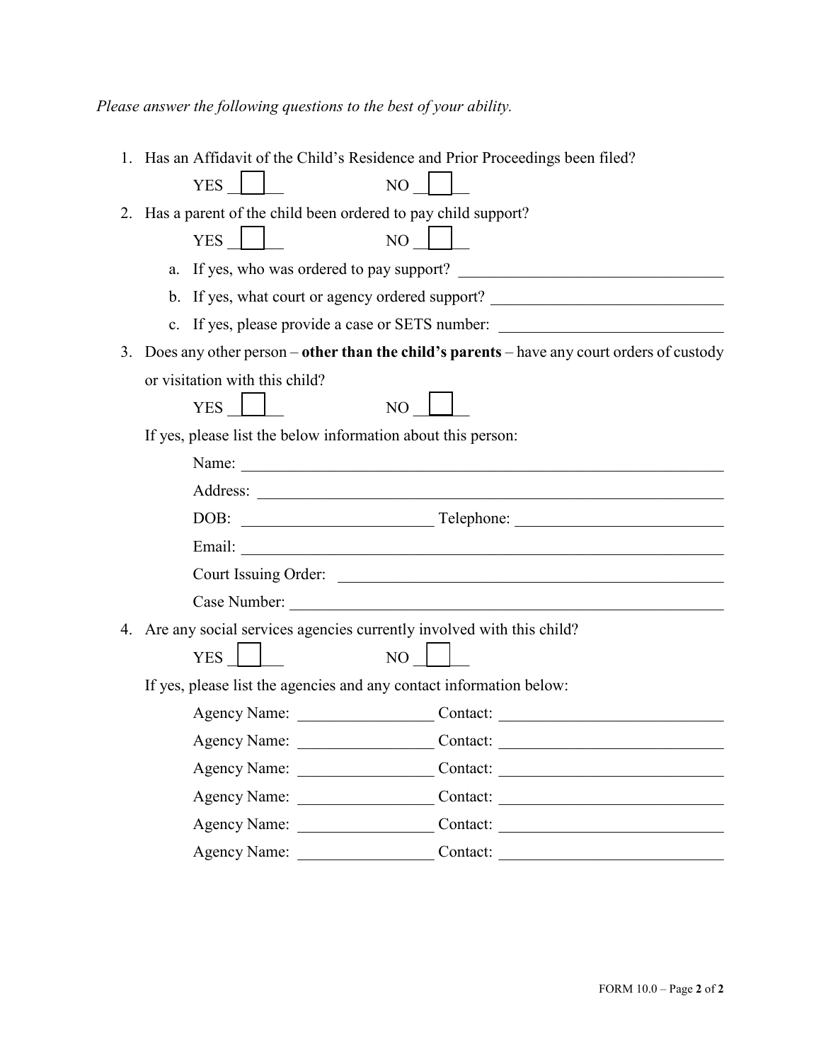*Please answer the following questions to the best of your ability.*

1. Has an Affidavit of the Child's Residence and Prior Proceedings been filed?

   YES ☐ NO ☐

2. Has a parent of the child been ordered to pay child support?

   YES ☐ NO ☐

   a. If yes, who was ordered to pay support? ______________________________

   b. If yes, what court or agency ordered support? ______________________________

   c. If yes, please provide a case or SETS number: ______________________________

3. Does any other person – **other than the child's parents** – have any court orders of custody or visitation with this child?

   YES ☐ NO ☐

   If yes, please list the below information about this person:

   Name: ______________________________

   Address: ______________________________

   DOB: ______________________________ Telephone: ______________________________

   Email: ______________________________

   Court Issuing Order: ______________________________

   Case Number: ______________________________

4. Are any social services agencies currently involved with this child?

   YES ☐ NO ☐

   If yes, please list the agencies and any contact information below:

   Agency Name: __________________ Contact: ______________________________

   Agency Name: __________________ Contact: ______________________________

   Agency Name: __________________ Contact: ______________________________

   Agency Name: __________________ Contact: ______________________________

   Agency Name: __________________ Contact: ______________________________

   Agency Name: __________________ Contact: ______________________________

FORM 10.0